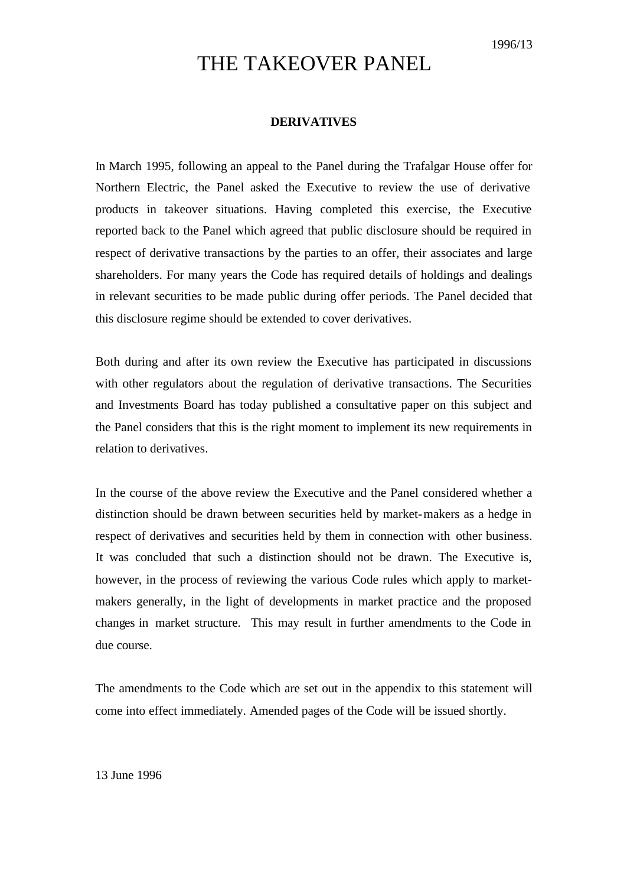1996/13

# THE TAKEOVER PANEL

## DERIVATIVES

In March 1995, following an appeal to the Panel during the Trafalgar House offer for Northern Electric, the Panel asked the Executive to review the use of derivative products in takeover situations. Having completed this exercise, the Executive reported back to the Panel which agreed that public disclosure should be required in respect of derivative transactions by the parties to an offer, their associates and large shareholders. For many years the Code has required details of holdings and dealings in relevant securities to be made public during offer periods. The Panel decided that this disclosure regime should be extended to cover derivatives.

Both during and after its own review the Executive has participated in discussions with other regulators about the regulation of derivative transactions. The Securities and Investments Board has today published a consultative paper on this subject and the Panel considers that this is the right moment to implement its new requirements in relation to derivatives.

In the course of the above review the Executive and the Panel considered whether a distinction should be drawn between securities held by market-makers as a hedge in respect of derivatives and securities held by them in connection with other business. It was concluded that such a distinction should not be drawn. The Executive is, however, in the process of reviewing the various Code rules which apply to market-makers generally, in the light of developments in market practice and the proposed changes in market structure. This may result in further amendments to the Code in due course.

The amendments to the Code which are set out in the appendix to this statement will come into effect immediately. Amended pages of the Code will be issued shortly.

13 June 1996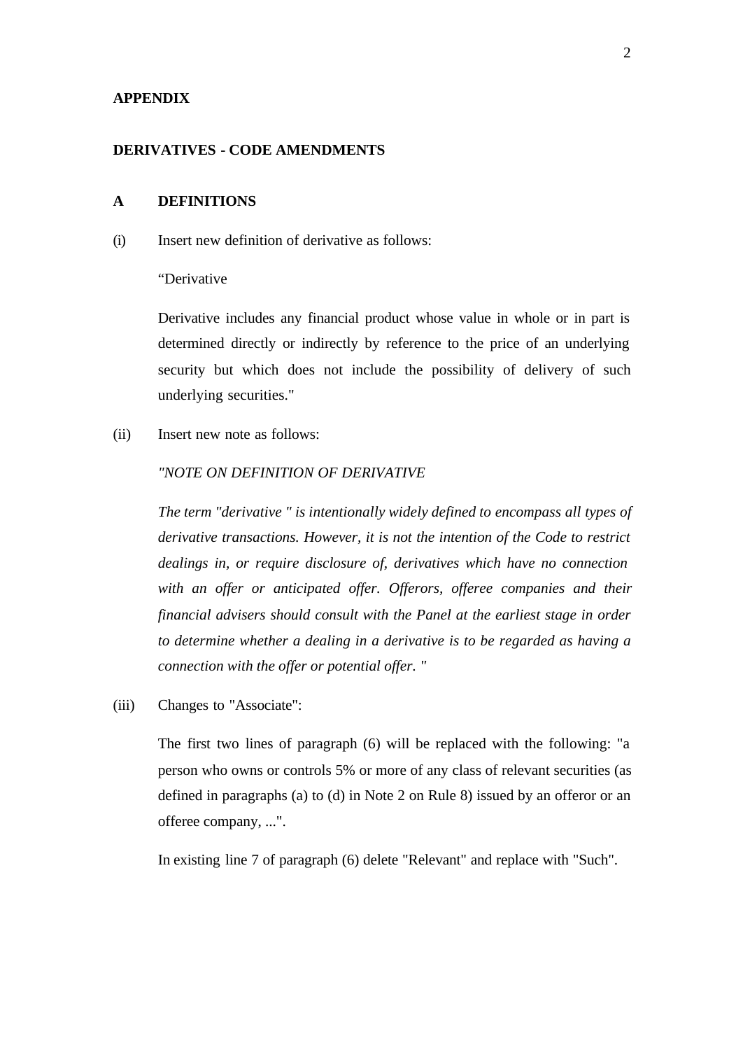**APPENDIX**

**DERIVATIVES - CODE AMENDMENTS**

**A DEFINITIONS**

(i) Insert new definition of derivative as follows:

"Derivative

Derivative includes any financial product whose value in whole or in part is determined directly or indirectly by reference to the price of an underlying security but which does not include the possibility of delivery of such underlying securities."

(ii) Insert new note as follows:

*"NOTE ON DEFINITION OF DERIVATIVE*

*The term "derivative " is intentionally widely defined to encompass all types of derivative transactions. However, it is not the intention of the Code to restrict dealings in, or require disclosure of, derivatives which have no connection with an offer or anticipated offer. Offerors, offeree companies and their financial advisers should consult with the Panel at the earliest stage in order to determine whether a dealing in a derivative is to be regarded as having a connection with the offer or potential offer. "*

(iii) Changes to "Associate":

The first two lines of paragraph (6) will be replaced with the following: "a person who owns or controls 5% or more of any class of relevant securities (as defined in paragraphs (a) to (d) in Note 2 on Rule 8) issued by an offeror or an offeree company, ...".

In existing line 7 of paragraph (6) delete "Relevant" and replace with "Such".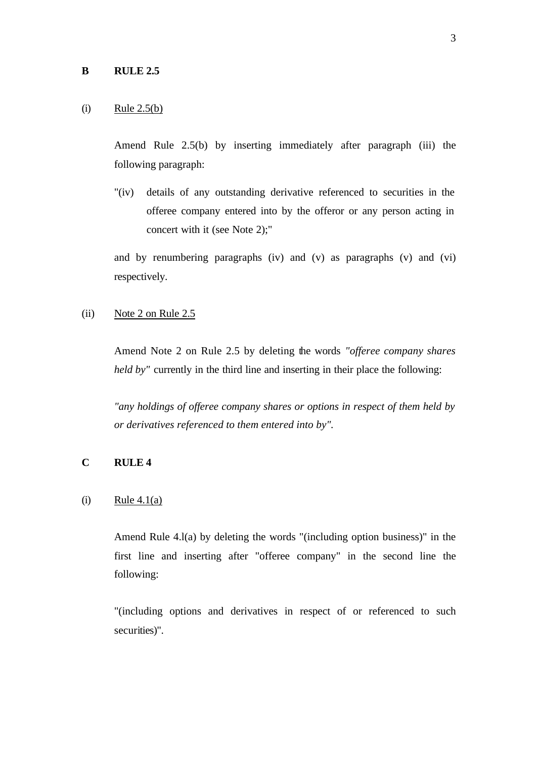**B RULE 2.5**

(i) Rule 2.5(b)

Amend Rule 2.5(b) by inserting immediately after paragraph (iii) the following paragraph:

"(iv) details of any outstanding derivative referenced to securities in the offeree company entered into by the offeror or any person acting in concert with it (see Note 2);"

and by renumbering paragraphs (iv) and (v) as paragraphs (v) and (vi) respectively.

(ii) Note 2 on Rule 2.5

Amend Note 2 on Rule 2.5 by deleting the words *"offeree company shares held by"* currently in the third line and inserting in their place the following:

*"any holdings of offeree company shares or options in respect of them held by or derivatives referenced to them entered into by".*

**C RULE 4**

(i) Rule 4.1(a)

Amend Rule 4.l(a) by deleting the words "(including option business)" in the first line and inserting after "offeree company" in the second line the following:

"(including options and derivatives in respect of or referenced to such securities)".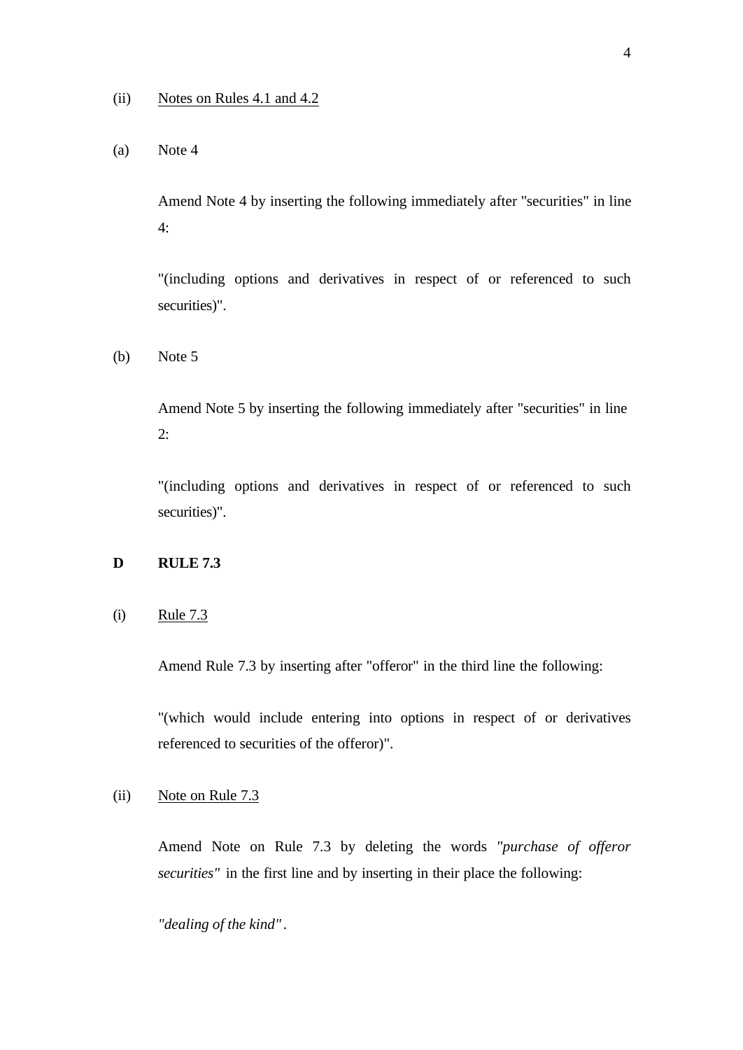(ii) <u>Notes on Rules 4.1 and 4.2</u>

(a) Note 4

Amend Note 4 by inserting the following immediately after "securities" in line 4:

"(including options and derivatives in respect of or referenced to such securities)".

(b) Note 5

Amend Note 5 by inserting the following immediately after "securities" in line 2:

"(including options and derivatives in respect of or referenced to such securities)".

**D RULE 7.3**

(i) <u>Rule 7.3</u>

Amend Rule 7.3 by inserting after "offeror" in the third line the following:

"(which would include entering into options in respect of or derivatives referenced to securities of the offeror)".

(ii) <u>Note on Rule 7.3</u>

Amend Note on Rule 7.3 by deleting the words *"purchase of offeror securities"* in the first line and by inserting in their place the following:

*"dealing of the kind"*.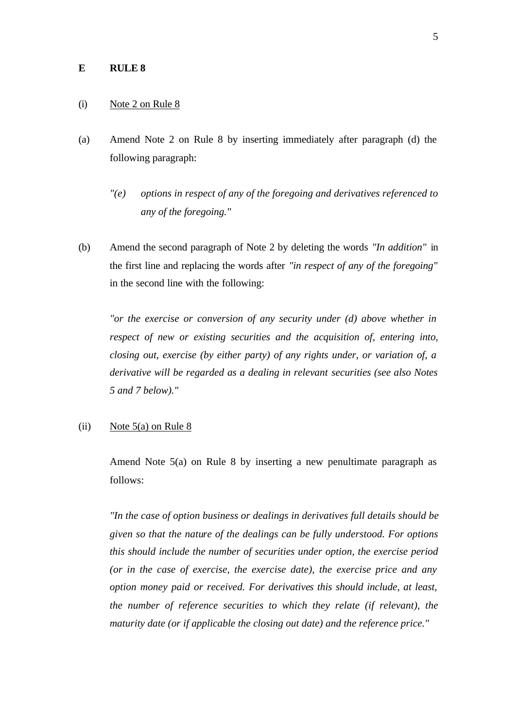## E RULE 8

(i) Note 2 on Rule 8

(a) Amend Note 2 on Rule 8 by inserting immediately after paragraph (d) the following paragraph:

> *"(e) options in respect of any of the foregoing and derivatives referenced to any of the foregoing."*

(b) Amend the second paragraph of Note 2 by deleting the words *"In addition"* in the first line and replacing the words after *"in respect of any of the foregoing"* in the second line with the following:

> *"or the exercise or conversion of any security under (d) above whether in respect of new or existing securities and the acquisition of, entering into, closing out, exercise (by either party) of any rights under, or variation of, a derivative will be regarded as a dealing in relevant securities (see also Notes 5 and 7 below)."*

(ii) Note 5(a) on Rule 8

Amend Note 5(a) on Rule 8 by inserting a new penultimate paragraph as follows:

> *"In the case of option business or dealings in derivatives full details should be given so that the nature of the dealings can be fully understood. For options this should include the number of securities under option, the exercise period (or in the case of exercise, the exercise date), the exercise price and any option money paid or received. For derivatives this should include, at least, the number of reference securities to which they relate (if relevant), the maturity date (or if applicable the closing out date) and the reference price."*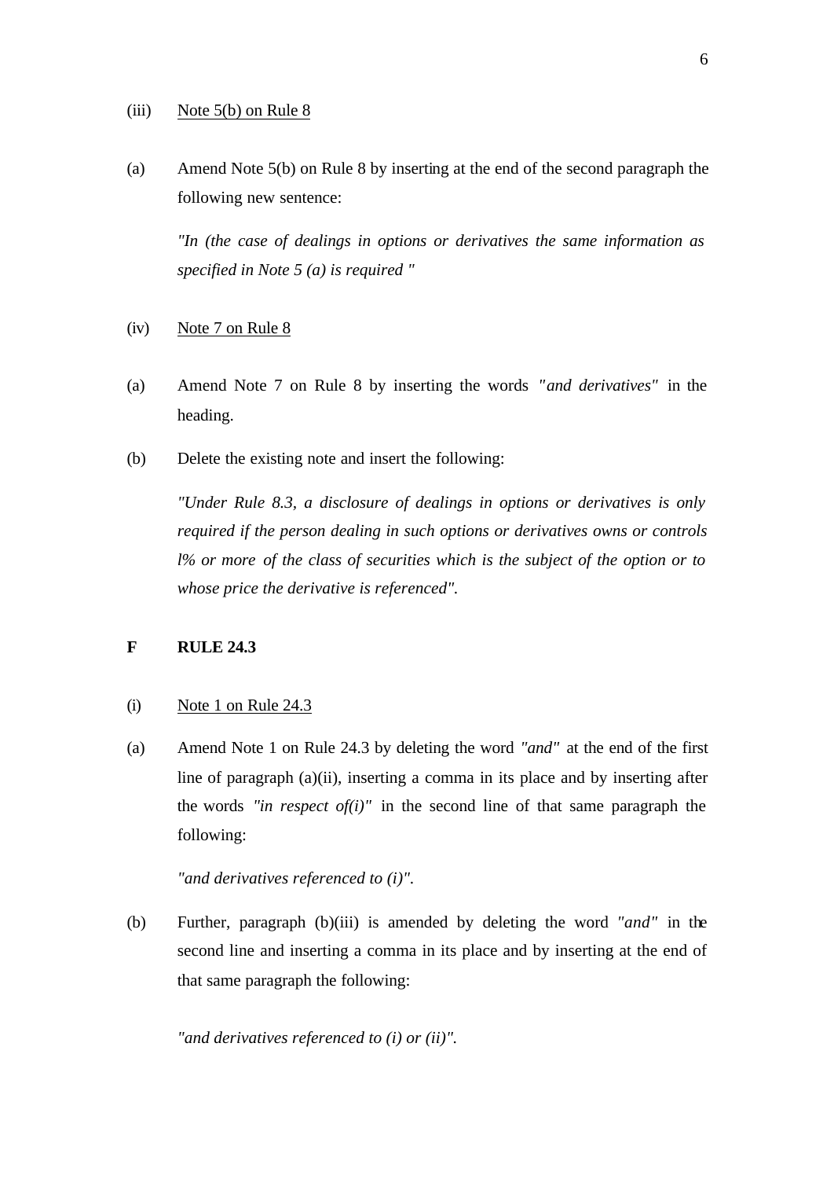(iii) <u>Note 5(b) on Rule 8</u>

(a) Amend Note 5(b) on Rule 8 by inserting at the end of the second paragraph the following new sentence:

*"In (the case of dealings in options or derivatives the same information as specified in Note 5 (a) is required "*

(iv) <u>Note 7 on Rule 8</u>

(a) Amend Note 7 on Rule 8 by inserting the words *"and derivatives"* in the heading.

(b) Delete the existing note and insert the following:

*"Under Rule 8.3, a disclosure of dealings in options or derivatives is only required if the person dealing in such options or derivatives owns or controls l% or more of the class of securities which is the subject of the option or to whose price the derivative is referenced".*

**F RULE 24.3**

(i) <u>Note 1 on Rule 24.3</u>

(a) Amend Note 1 on Rule 24.3 by deleting the word *"and"* at the end of the first line of paragraph (a)(ii), inserting a comma in its place and by inserting after the words *"in respect of(i)"* in the second line of that same paragraph the following:

*"and derivatives referenced to (i)".*

(b) Further, paragraph (b)(iii) is amended by deleting the word *"and"* in the second line and inserting a comma in its place and by inserting at the end of that same paragraph the following:

*"and derivatives referenced to (i) or (ii)".*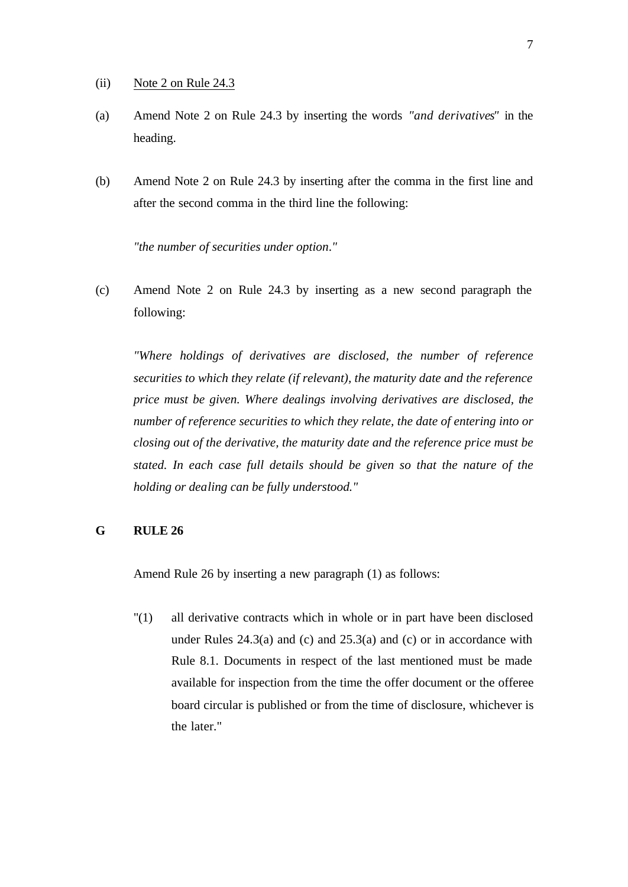(ii) Note 2 on Rule 24.3

(a) Amend Note 2 on Rule 24.3 by inserting the words *"and derivatives"* in the heading.

(b) Amend Note 2 on Rule 24.3 by inserting after the comma in the first line and after the second comma in the third line the following:

*"the number of securities under option."*

(c) Amend Note 2 on Rule 24.3 by inserting as a new second paragraph the following:

*"Where holdings of derivatives are disclosed, the number of reference securities to which they relate (if relevant), the maturity date and the reference price must be given. Where dealings involving derivatives are disclosed, the number of reference securities to which they relate, the date of entering into or closing out of the derivative, the maturity date and the reference price must be stated. In each case full details should be given so that the nature of the holding or dealing can be fully understood."*

## G RULE 26

Amend Rule 26 by inserting a new paragraph (1) as follows:

"(1) all derivative contracts which in whole or in part have been disclosed under Rules 24.3(a) and (c) and 25.3(a) and (c) or in accordance with Rule 8.1. Documents in respect of the last mentioned must be made available for inspection from the time the offer document or the offeree board circular is published or from the time of disclosure, whichever is the later."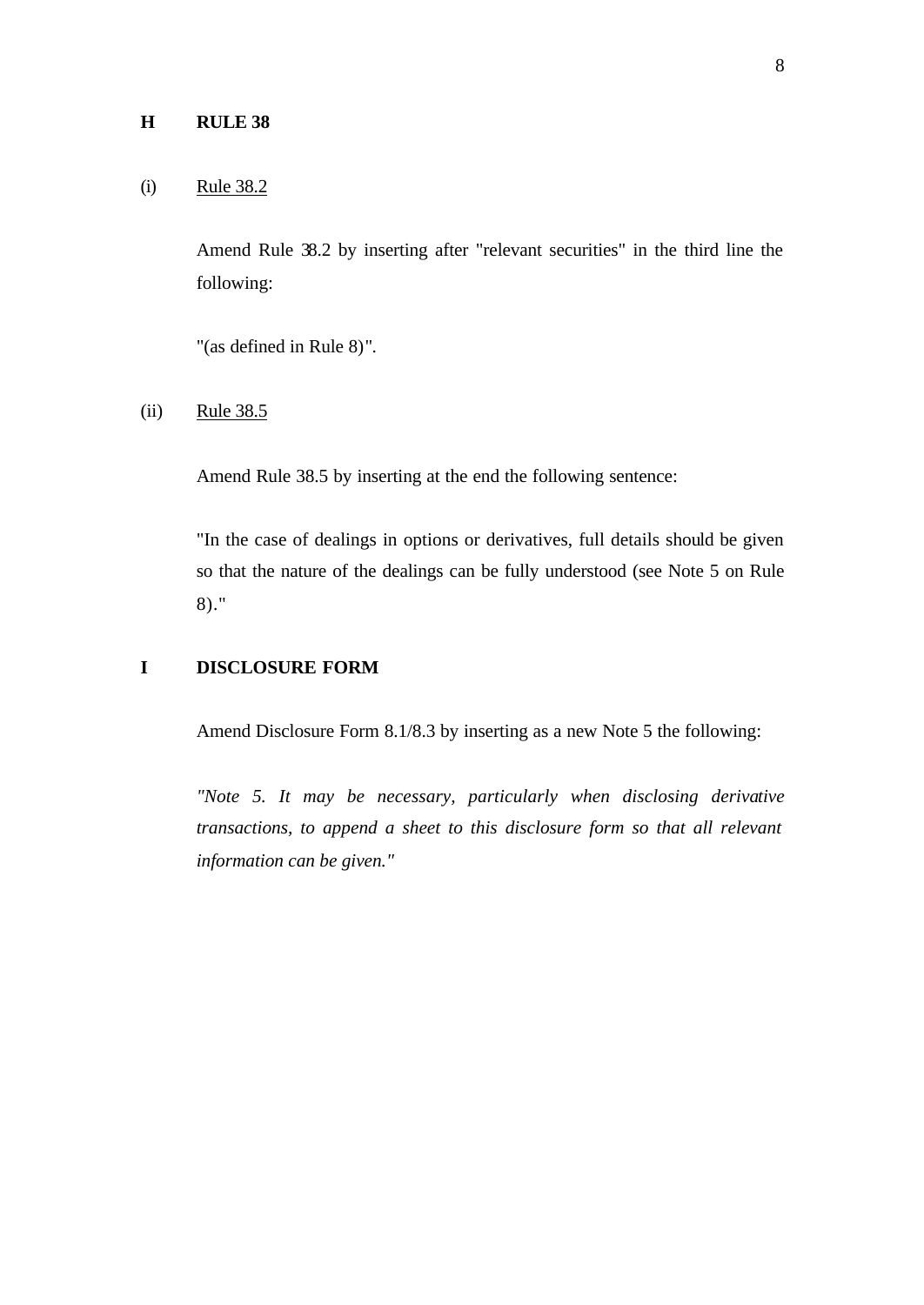## H RULE 38

(i) Rule 38.2

Amend Rule 38.2 by inserting after "relevant securities" in the third line the following:

"(as defined in Rule 8)".

(ii) Rule 38.5

Amend Rule 38.5 by inserting at the end the following sentence:

"In the case of dealings in options or derivatives, full details should be given so that the nature of the dealings can be fully understood (see Note 5 on Rule 8)."

## I DISCLOSURE FORM

Amend Disclosure Form 8.1/8.3 by inserting as a new Note 5 the following:

*"Note 5. It may be necessary, particularly when disclosing derivative transactions, to append a sheet to this disclosure form so that all relevant information can be given."*